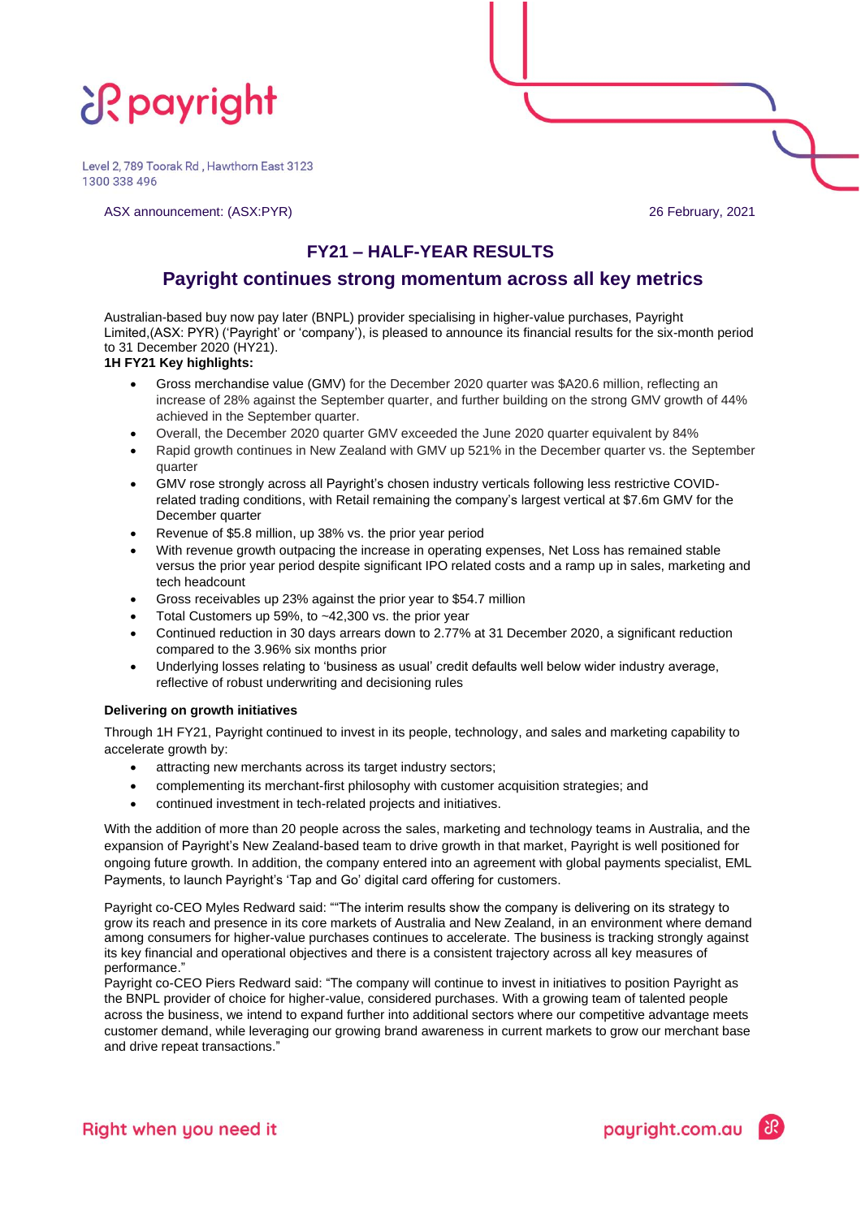payright

Level 2, 789 Toorak Rd , Hawthorn East 3123
1300 338 496

ASX announcement: (ASX:PYR) 26 February, 2021

## FY21 – HALF-YEAR RESULTS

## Payright continues strong momentum across all key metrics

Australian-based buy now pay later (BNPL) provider specialising in higher-value purchases, Payright Limited,(ASX: PYR) ('Payright' or 'company'), is pleased to announce its financial results for the six-month period to 31 December 2020 (HY21).

**1H FY21 Key highlights:**

- Gross merchandise value (GMV) for the December 2020 quarter was $A20.6 million, reflecting an increase of 28% against the September quarter, and further building on the strong GMV growth of 44% achieved in the September quarter.
- Overall, the December 2020 quarter GMV exceeded the June 2020 quarter equivalent by 84%
- Rapid growth continues in New Zealand with GMV up 521% in the December quarter vs. the September quarter
- GMV rose strongly across all Payright's chosen industry verticals following less restrictive COVID-related trading conditions, with Retail remaining the company's largest vertical at $7.6m GMV for the December quarter
- Revenue of $5.8 million, up 38% vs. the prior year period
- With revenue growth outpacing the increase in operating expenses, Net Loss has remained stable versus the prior year period despite significant IPO related costs and a ramp up in sales, marketing and tech headcount
- Gross receivables up 23% against the prior year to $54.7 million
- Total Customers up 59%, to ~42,300 vs. the prior year
- Continued reduction in 30 days arrears down to 2.77% at 31 December 2020, a significant reduction compared to the 3.96% six months prior
- Underlying losses relating to 'business as usual' credit defaults well below wider industry average, reflective of robust underwriting and decisioning rules

**Delivering on growth initiatives**

Through 1H FY21, Payright continued to invest in its people, technology, and sales and marketing capability to accelerate growth by:

- attracting new merchants across its target industry sectors;
- complementing its merchant-first philosophy with customer acquisition strategies; and
- continued investment in tech-related projects and initiatives.

With the addition of more than 20 people across the sales, marketing and technology teams in Australia, and the expansion of Payright's New Zealand-based team to drive growth in that market, Payright is well positioned for ongoing future growth. In addition, the company entered into an agreement with global payments specialist, EML Payments, to launch Payright's 'Tap and Go' digital card offering for customers.

Payright co-CEO Myles Redward said: ""The interim results show the company is delivering on its strategy to grow its reach and presence in its core markets of Australia and New Zealand, in an environment where demand among consumers for higher-value purchases continues to accelerate. The business is tracking strongly against its key financial and operational objectives and there is a consistent trajectory across all key measures of performance."

Payright co-CEO Piers Redward said: "The company will continue to invest in initiatives to position Payright as the BNPL provider of choice for higher-value, considered purchases. With a growing team of talented people across the business, we intend to expand further into additional sectors where our competitive advantage meets customer demand, while leveraging our growing brand awareness in current markets to grow our merchant base and drive repeat transactions."

Right when you need it payright.com.au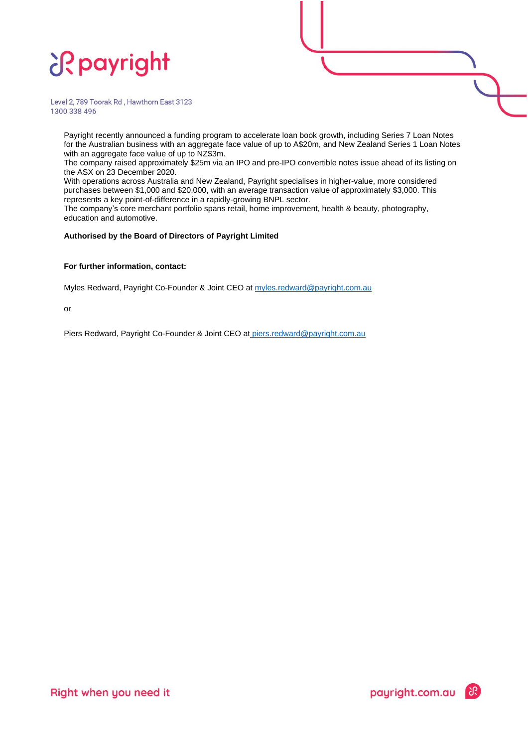Payright recently announced a funding program to accelerate loan book growth, including Series 7 Loan Notes for the Australian business with an aggregate face value of up to A$20m, and New Zealand Series 1 Loan Notes with an aggregate face value of up to NZ$3m.

The company raised approximately $25m via an IPO and pre-IPO convertible notes issue ahead of its listing on the ASX on 23 December 2020.

With operations across Australia and New Zealand, Payright specialises in higher-value, more considered purchases between $1,000 and $20,000, with an average transaction value of approximately $3,000. This represents a key point-of-difference in a rapidly-growing BNPL sector.

The company's core merchant portfolio spans retail, home improvement, health & beauty, photography, education and automotive.

**Authorised by the Board of Directors of Payright Limited**

**For further information, contact:**

Myles Redward, Payright Co-Founder & Joint CEO at myles.redward@payright.com.au

or

Piers Redward, Payright Co-Founder & Joint CEO at piers.redward@payright.com.au